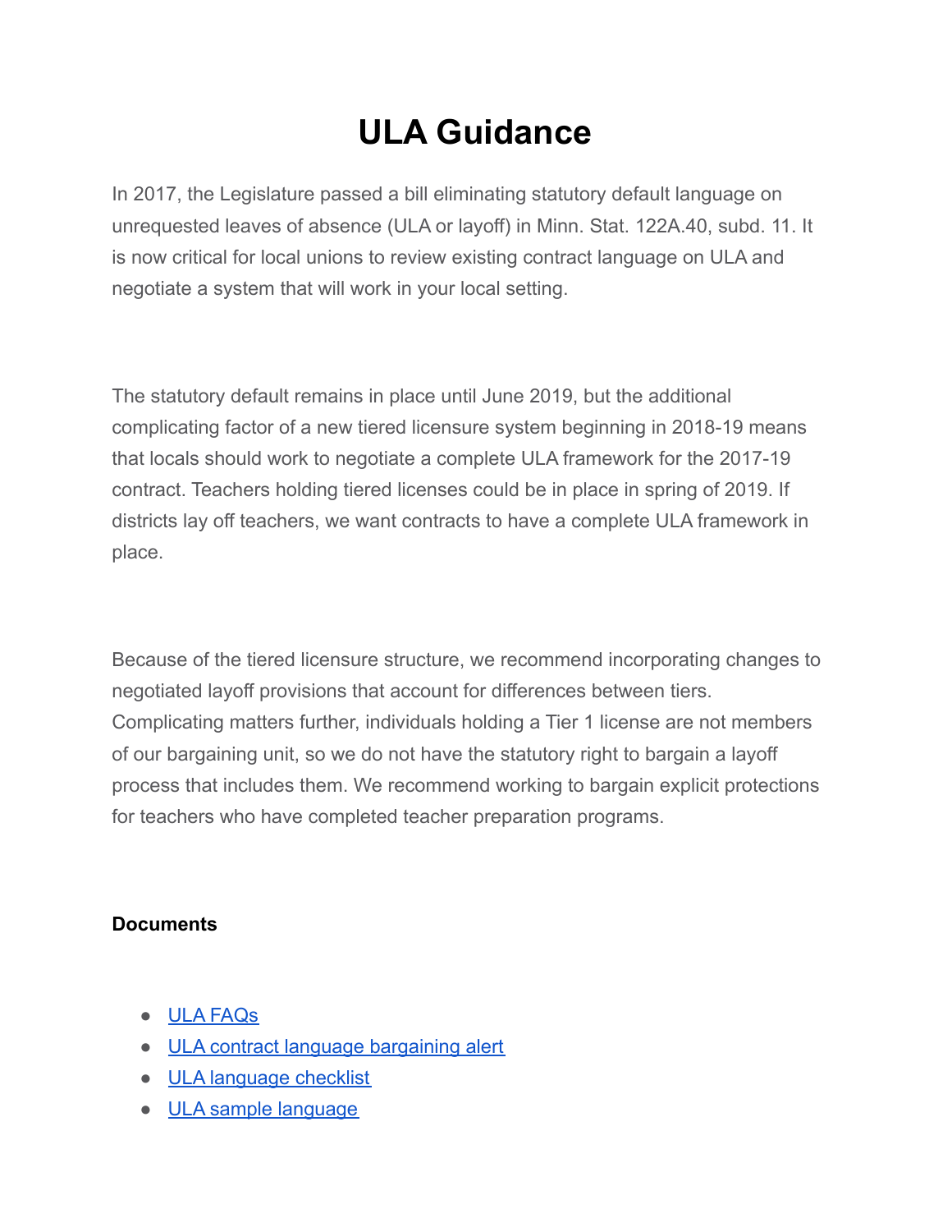# ULA Guidance

In 2017, the Legislature passed a bill eliminating statutory default language on unrequested leaves of absence (ULA or layoff) in Minn. Stat. 122A.40, subd. 11. It is now critical for local unions to review existing contract language on ULA and negotiate a system that will work in your local setting.

The statutory default remains in place until June 2019, but the additional complicating factor of a new tiered licensure system beginning in 2018-19 means that locals should work to negotiate a complete ULA framework for the 2017-19 contract. Teachers holding tiered licenses could be in place in spring of 2019. If districts lay off teachers, we want contracts to have a complete ULA framework in place.

Because of the tiered licensure structure, we recommend incorporating changes to negotiated layoff provisions that account for differences between tiers. Complicating matters further, individuals holding a Tier 1 license are not members of our bargaining unit, so we do not have the statutory right to bargain a layoff process that includes them. We recommend working to bargain explicit protections for teachers who have completed teacher preparation programs.

**Documents**

- ULA FAQs
- ULA contract language bargaining alert
- ULA language checklist
- ULA sample language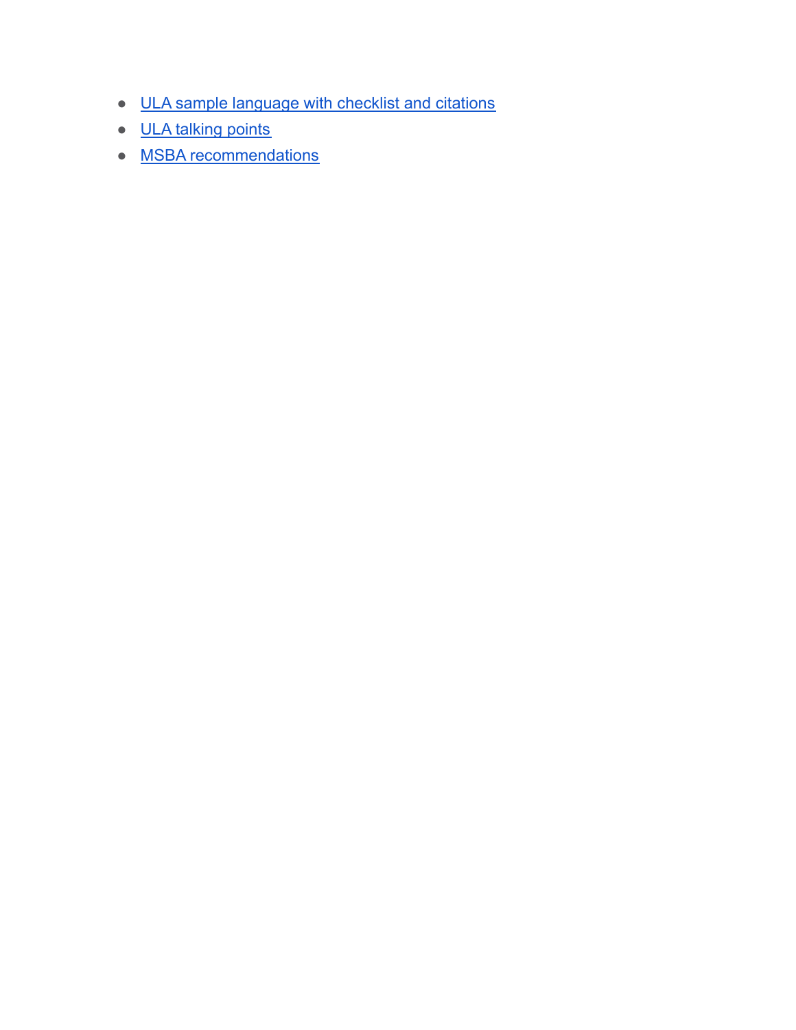- [ULA sample language with checklist and citations]
- [ULA talking points]
- [MSBA recommendations]